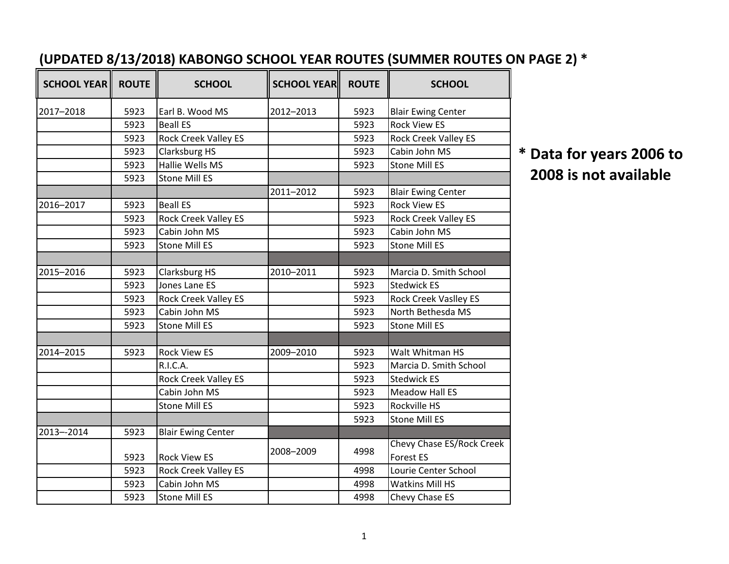## (UPDATED 8/13/2018) KABONGO SCHOOL YEAR ROUTES (SUMMER ROUTES ON PAGE 2) *

| SCHOOL YEAR | ROUTE | SCHOOL | SCHOOL YEAR | ROUTE | SCHOOL |
|---|---|---|---|---|---|
| 2017–2018 | 5923 | Earl B. Wood MS | 2012–2013 | 5923 | Blair Ewing Center |
| | 5923 | Beall ES | | 5923 | Rock View ES |
| | 5923 | Rock Creek Valley ES | | 5923 | Rock Creek Valley ES |
| | 5923 | Clarksburg HS | | 5923 | Cabin John MS |
| | 5923 | Hallie Wells MS | | 5923 | Stone Mill ES |
| | 5923 | Stone Mill ES | | | |
| | | | 2011–2012 | 5923 | Blair Ewing Center |
| 2016–2017 | 5923 | Beall ES | | 5923 | Rock View ES |
| | 5923 | Rock Creek Valley ES | | 5923 | Rock Creek Valley ES |
| | 5923 | Cabin John MS | | 5923 | Cabin John MS |
| | 5923 | Stone Mill ES | | 5923 | Stone Mill ES |
| | | | | | |
| 2015–2016 | 5923 | Clarksburg HS | 2010–2011 | 5923 | Marcia D. Smith School |
| | 5923 | Jones Lane ES | | 5923 | Stedwick ES |
| | 5923 | Rock Creek Valley ES | | 5923 | Rock Creek Vaslley ES |
| | 5923 | Cabin John MS | | 5923 | North Bethesda MS |
| | 5923 | Stone Mill ES | | 5923 | Stone Mill ES |
| | | | | | |
| 2014–2015 | 5923 | Rock View ES | 2009–2010 | 5923 | Walt Whitman HS |
| | | R.I.C.A. | | 5923 | Marcia D. Smith School |
| | | Rock Creek Valley ES | | 5923 | Stedwick ES |
| | | Cabin John MS | | 5923 | Meadow Hall ES |
| | | Stone Mill ES | | 5923 | Rockville HS |
| | | | | 5923 | Stone Mill ES |
| 2013–-2014 | 5923 | Blair Ewing Center | | | |
| | 5923 | Rock View ES | 2008–2009 | 4998 | Chevy Chase ES/Rock Creek Forest ES |
| | 5923 | Rock Creek Valley ES | | 4998 | Lourie Center School |
| | 5923 | Cabin John MS | | 4998 | Watkins Mill HS |
| | 5923 | Stone Mill ES | | 4998 | Chevy Chase ES |

**\* Data for years 2006 to 2008 is not available**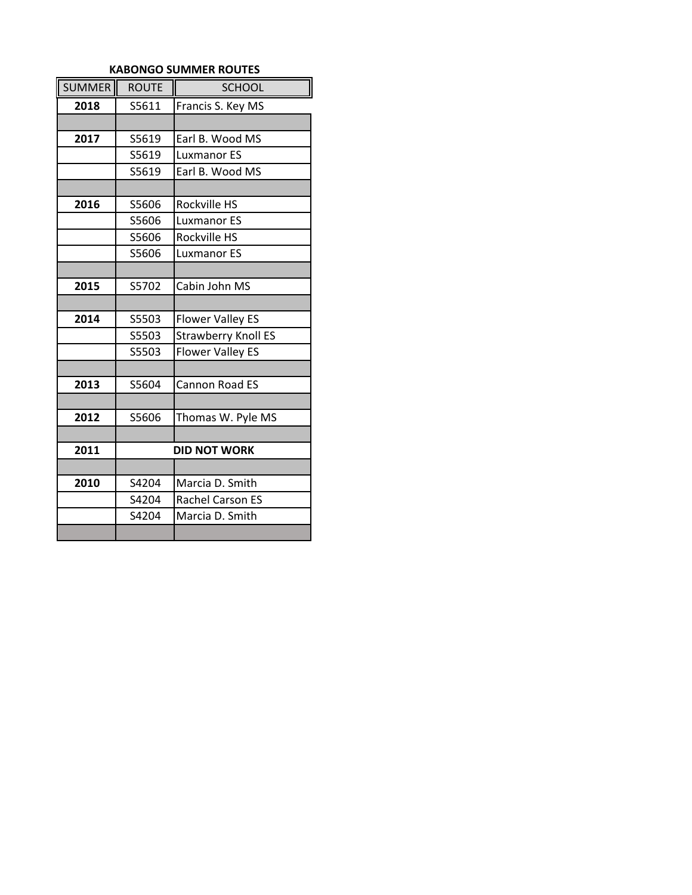**KABONGO SUMMER ROUTES**

| SUMMER | ROUTE | SCHOOL |
|---|---|---|
| **2018** | S5611 | Francis S. Key MS |
| | | |
| **2017** | S5619 | Earl B. Wood MS |
| | S5619 | Luxmanor ES |
| | S5619 | Earl B. Wood MS |
| | | |
| **2016** | S5606 | Rockville HS |
| | S5606 | Luxmanor ES |
| | S5606 | Rockville HS |
| | S5606 | Luxmanor ES |
| | | |
| **2015** | S5702 | Cabin John MS |
| | | |
| **2014** | S5503 | Flower Valley ES |
| | S5503 | Strawberry Knoll ES |
| | S5503 | Flower Valley ES |
| | | |
| **2013** | S5604 | Cannon Road ES |
| | | |
| **2012** | S5606 | Thomas W. Pyle MS |
| | | |
| **2011** | **DID NOT WORK** | |
| | | |
| **2010** | S4204 | Marcia D. Smith |
| | S4204 | Rachel Carson ES |
| | S4204 | Marcia D. Smith |
| | | |